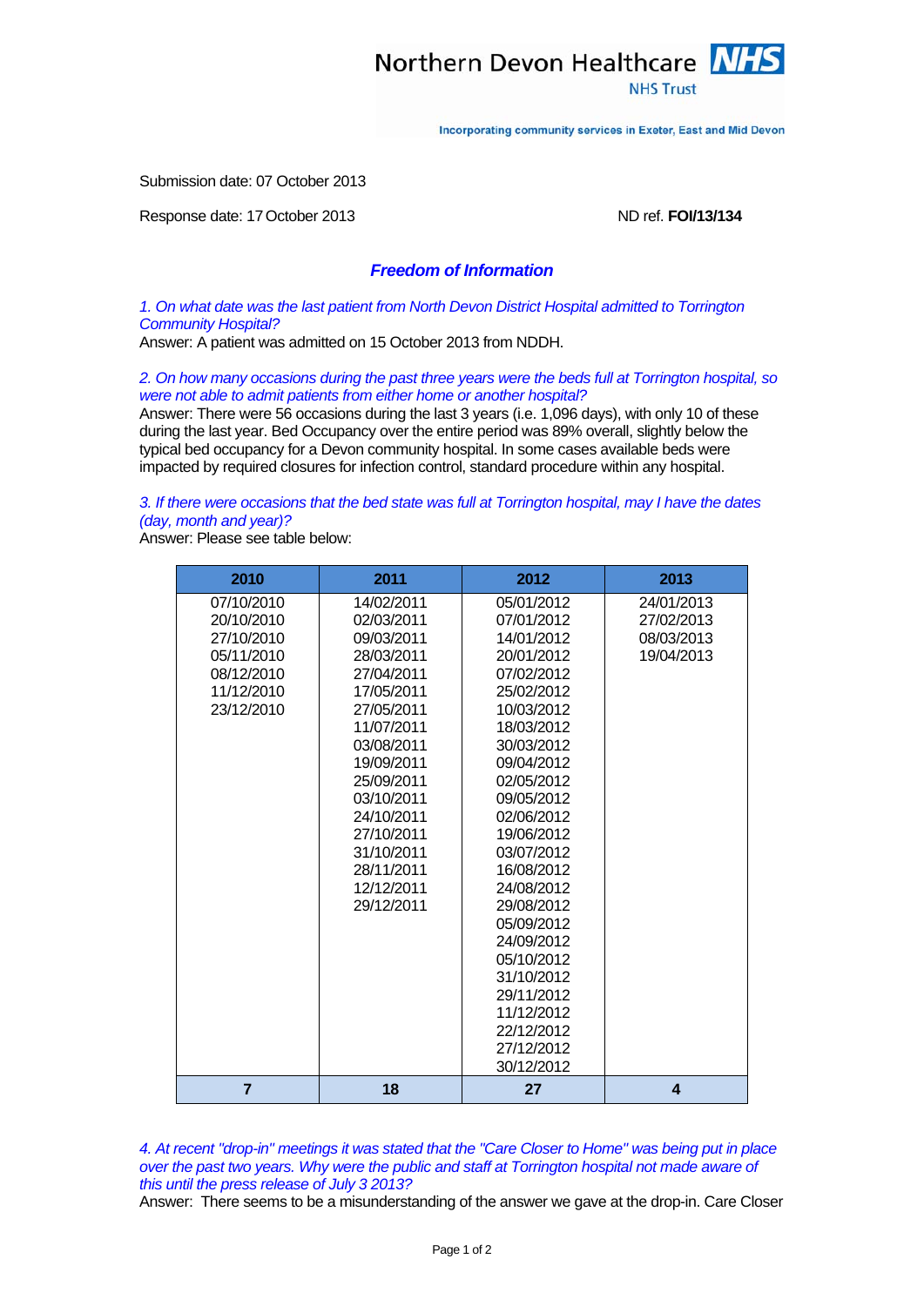Northern Devon Healthcare NHS Trust

Incorporating community services in Exeter, East and Mid Devon

Submission date: 07 October 2013

Response date: 17 October 2013

ND ref. **FOI/13/134**

## *Freedom of Information*

*1. On what date was the last patient from North Devon District Hospital admitted to Torrington Community Hospital?*

Answer: A patient was admitted on 15 October 2013 from NDDH.

*2. On how many occasions during the past three years were the beds full at Torrington hospital, so were not able to admit patients from either home or another hospital?*

Answer: There were 56 occasions during the last 3 years (i.e. 1,096 days), with only 10 of these during the last year. Bed Occupancy over the entire period was 89% overall, slightly below the typical bed occupancy for a Devon community hospital. In some cases available beds were impacted by required closures for infection control, standard procedure within any hospital.

*3. If there were occasions that the bed state was full at Torrington hospital, may I have the dates (day, month and year)?*

Answer: Please see table below:

| 2010 | 2011 | 2012 | 2013 |
|---|---|---|---|
| 07/10/2010 | 14/02/2011 | 05/01/2012 | 24/01/2013 |
| 20/10/2010 | 02/03/2011 | 07/01/2012 | 27/02/2013 |
| 27/10/2010 | 09/03/2011 | 14/01/2012 | 08/03/2013 |
| 05/11/2010 | 28/03/2011 | 20/01/2012 | 19/04/2013 |
| 08/12/2010 | 27/04/2011 | 07/02/2012 | |
| 11/12/2010 | 17/05/2011 | 25/02/2012 | |
| 23/12/2010 | 27/05/2011 | 10/03/2012 | |
| | 11/07/2011 | 18/03/2012 | |
| | 03/08/2011 | 30/03/2012 | |
| | 19/09/2011 | 09/04/2012 | |
| | 25/09/2011 | 02/05/2012 | |
| | 03/10/2011 | 09/05/2012 | |
| | 24/10/2011 | 02/06/2012 | |
| | 27/10/2011 | 19/06/2012 | |
| | 31/10/2011 | 03/07/2012 | |
| | 28/11/2011 | 16/08/2012 | |
| | 12/12/2011 | 24/08/2012 | |
| | 29/12/2011 | 29/08/2012 | |
| | | 05/09/2012 | |
| | | 24/09/2012 | |
| | | 05/10/2012 | |
| | | 31/10/2012 | |
| | | 29/11/2012 | |
| | | 11/12/2012 | |
| | | 22/12/2012 | |
| | | 27/12/2012 | |
| | | 30/12/2012 | |
| **7** | **18** | **27** | **4** |

*4. At recent "drop-in" meetings it was stated that the "Care Closer to Home" was being put in place over the past two years. Why were the public and staff at Torrington hospital not made aware of this until the press release of July 3 2013?*

Answer: There seems to be a misunderstanding of the answer we gave at the drop-in. Care Closer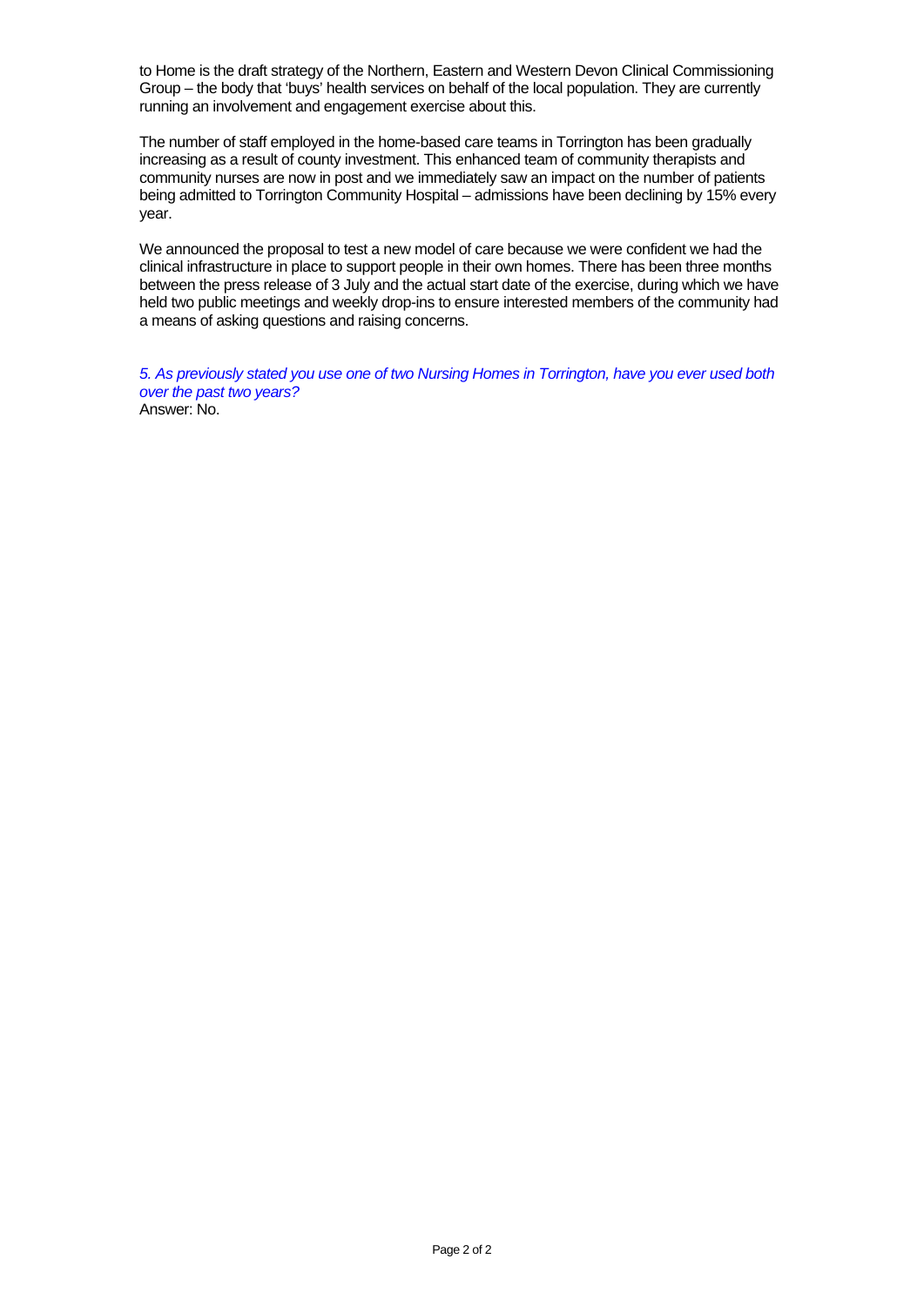to Home is the draft strategy of the Northern, Eastern and Western Devon Clinical Commissioning Group – the body that 'buys' health services on behalf of the local population. They are currently running an involvement and engagement exercise about this.

The number of staff employed in the home-based care teams in Torrington has been gradually increasing as a result of county investment. This enhanced team of community therapists and community nurses are now in post and we immediately saw an impact on the number of patients being admitted to Torrington Community Hospital – admissions have been declining by 15% every year.

We announced the proposal to test a new model of care because we were confident we had the clinical infrastructure in place to support people in their own homes. There has been three months between the press release of 3 July and the actual start date of the exercise, during which we have held two public meetings and weekly drop-ins to ensure interested members of the community had a means of asking questions and raising concerns.

*5. As previously stated you use one of two Nursing Homes in Torrington, have you ever used both over the past two years?*
Answer: No.